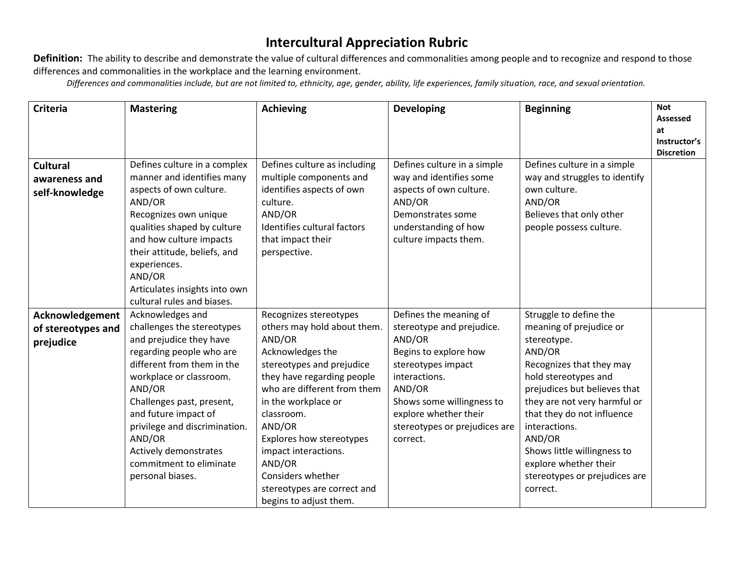# Intercultural Appreciation Rubric

**Definition:** The ability to describe and demonstrate the value of cultural differences and commonalities among people and to recognize and respond to those differences and commonalities in the workplace and the learning environment.

*Differences and commonalities include, but are not limited to, ethnicity, age, gender, ability, life experiences, family situation, race, and sexual orientation.*

| Criteria | Mastering | Achieving | Developing | Beginning | Not Assessed at Instructor's Discretion |
|---|---|---|---|---|---|
| **Cultural awareness and self-knowledge** | Defines culture in a complex manner and identifies many aspects of own culture.<br>AND/OR<br>Recognizes own unique qualities shaped by culture and how culture impacts their attitude, beliefs, and experiences.<br>AND/OR<br>Articulates insights into own cultural rules and biases. | Defines culture as including multiple components and identifies aspects of own culture.<br>AND/OR<br>Identifies cultural factors that impact their perspective. | Defines culture in a simple way and identifies some aspects of own culture.<br>AND/OR<br>Demonstrates some understanding of how culture impacts them. | Defines culture in a simple way and struggles to identify own culture.<br>AND/OR<br>Believes that only other people possess culture. | |
| **Acknowledgement of stereotypes and prejudice** | Acknowledges and challenges the stereotypes and prejudice they have regarding people who are different from them in the workplace or classroom.<br>AND/OR<br>Challenges past, present, and future impact of privilege and discrimination.<br>AND/OR<br>Actively demonstrates commitment to eliminate personal biases. | Recognizes stereotypes others may hold about them.<br>AND/OR<br>Acknowledges the stereotypes and prejudice they have regarding people who are different from them in the workplace or classroom.<br>AND/OR<br>Explores how stereotypes impact interactions.<br>AND/OR<br>Considers whether stereotypes are correct and begins to adjust them. | Defines the meaning of stereotype and prejudice.<br>AND/OR<br>Begins to explore how stereotypes impact interactions.<br>AND/OR<br>Shows some willingness to explore whether their stereotypes or prejudices are correct. | Struggle to define the meaning of prejudice or stereotype.<br>AND/OR<br>Recognizes that they may hold stereotypes and prejudices but believes that they are not very harmful or that they do not influence interactions.<br>AND/OR<br>Shows little willingness to explore whether their stereotypes or prejudices are correct. | |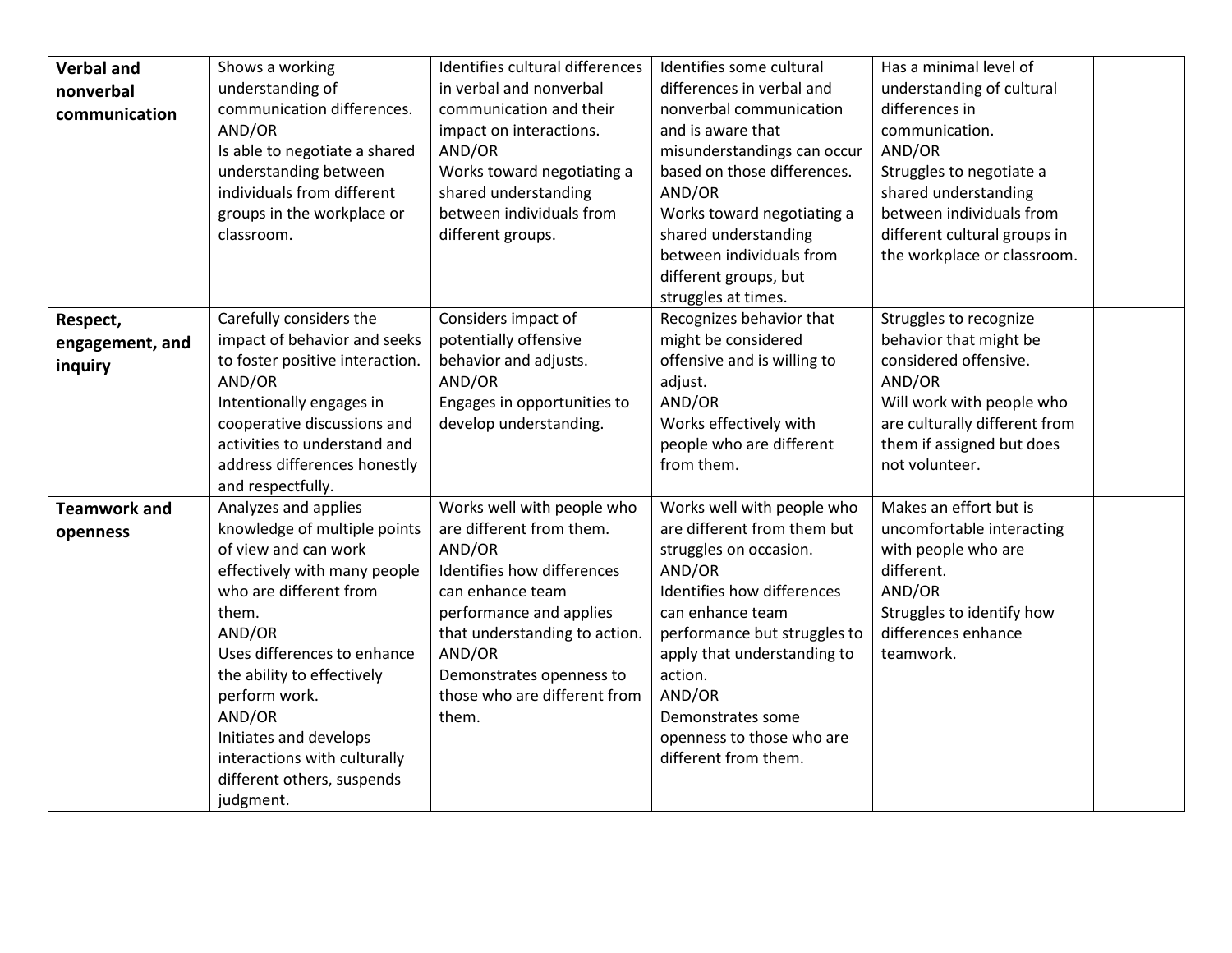| | | | | | |
|---|---|---|---|---|---|
| **Verbal and nonverbal communication** | Shows a working understanding of communication differences.<br>AND/OR<br>Is able to negotiate a shared understanding between individuals from different groups in the workplace or classroom. | Identifies cultural differences in verbal and nonverbal communication and their impact on interactions.<br>AND/OR<br>Works toward negotiating a shared understanding between individuals from different groups. | Identifies some cultural differences in verbal and nonverbal communication and is aware that misunderstandings can occur based on those differences.<br>AND/OR<br>Works toward negotiating a shared understanding between individuals from different groups, but struggles at times. | Has a minimal level of understanding of cultural differences in communication.<br>AND/OR<br>Struggles to negotiate a shared understanding between individuals from different cultural groups in the workplace or classroom. | |
| **Respect, engagement, and inquiry** | Carefully considers the impact of behavior and seeks to foster positive interaction.<br>AND/OR<br>Intentionally engages in cooperative discussions and activities to understand and address differences honestly and respectfully. | Considers impact of potentially offensive behavior and adjusts.<br>AND/OR<br>Engages in opportunities to develop understanding. | Recognizes behavior that might be considered offensive and is willing to adjust.<br>AND/OR<br>Works effectively with people who are different from them. | Struggles to recognize behavior that might be considered offensive.<br>AND/OR<br>Will work with people who are culturally different from them if assigned but does not volunteer. | |
| **Teamwork and openness** | Analyzes and applies knowledge of multiple points of view and can work effectively with many people who are different from them.<br>AND/OR<br>Uses differences to enhance the ability to effectively perform work.<br>AND/OR<br>Initiates and develops interactions with culturally different others, suspends judgment. | Works well with people who are different from them.<br>AND/OR<br>Identifies how differences can enhance team performance and applies that understanding to action.<br>AND/OR<br>Demonstrates openness to those who are different from them. | Works well with people who are different from them but struggles on occasion.<br>AND/OR<br>Identifies how differences can enhance team performance but struggles to apply that understanding to action.<br>AND/OR<br>Demonstrates some openness to those who are different from them. | Makes an effort but is uncomfortable interacting with people who are different.<br>AND/OR<br>Struggles to identify how differences enhance teamwork. | |